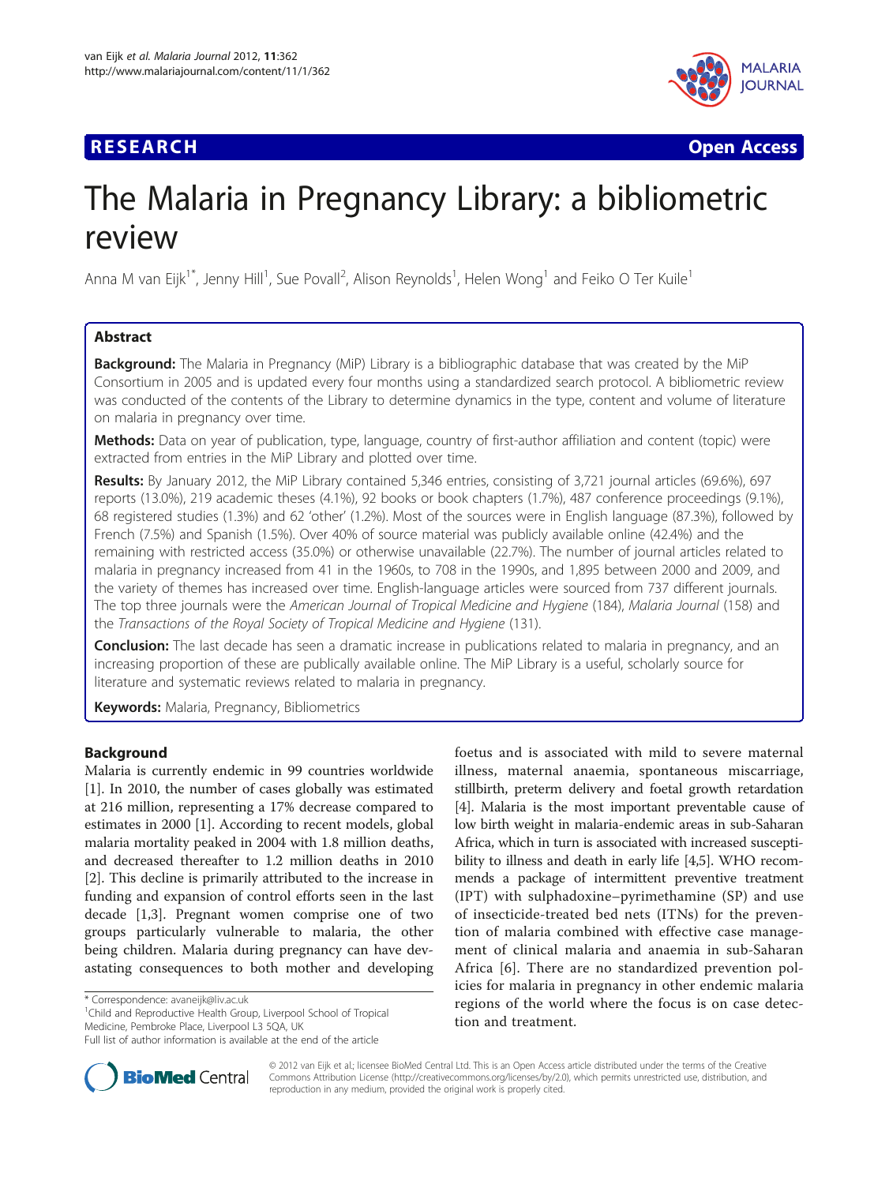**RESEARCH** **Open Access**

# The Malaria in Pregnancy Library: a bibliometric review

Anna M van Eijk[1*], Jenny Hill[1], Sue Povall[2], Alison Reynolds[1], Helen Wong[1] and Feiko O Ter Kuile[1]

## Abstract

**Background:** The Malaria in Pregnancy (MiP) Library is a bibliographic database that was created by the MiP Consortium in 2005 and is updated every four months using a standardized search protocol. A bibliometric review was conducted of the contents of the Library to determine dynamics in the type, content and volume of literature on malaria in pregnancy over time.

**Methods:** Data on year of publication, type, language, country of first-author affiliation and content (topic) were extracted from entries in the MiP Library and plotted over time.

**Results:** By January 2012, the MiP Library contained 5,346 entries, consisting of 3,721 journal articles (69.6%), 697 reports (13.0%), 219 academic theses (4.1%), 92 books or book chapters (1.7%), 487 conference proceedings (9.1%), 68 registered studies (1.3%) and 62 'other' (1.2%). Most of the sources were in English language (87.3%), followed by French (7.5%) and Spanish (1.5%). Over 40% of source material was publicly available online (42.4%) and the remaining with restricted access (35.0%) or otherwise unavailable (22.7%). The number of journal articles related to malaria in pregnancy increased from 41 in the 1960s, to 708 in the 1990s, and 1,895 between 2000 and 2009, and the variety of themes has increased over time. English-language articles were sourced from 737 different journals. The top three journals were the *American Journal of Tropical Medicine and Hygiene* (184), *Malaria Journal* (158) and the *Transactions of the Royal Society of Tropical Medicine and Hygiene* (131).

**Conclusion:** The last decade has seen a dramatic increase in publications related to malaria in pregnancy, and an increasing proportion of these are publically available online. The MiP Library is a useful, scholarly source for literature and systematic reviews related to malaria in pregnancy.

**Keywords:** Malaria, Pregnancy, Bibliometrics

## Background

Malaria is currently endemic in 99 countries worldwide [1]. In 2010, the number of cases globally was estimated at 216 million, representing a 17% decrease compared to estimates in 2000 [1]. According to recent models, global malaria mortality peaked in 2004 with 1.8 million deaths, and decreased thereafter to 1.2 million deaths in 2010 [2]. This decline is primarily attributed to the increase in funding and expansion of control efforts seen in the last decade [1,3]. Pregnant women comprise one of two groups particularly vulnerable to malaria, the other being children. Malaria during pregnancy can have devastating consequences to both mother and developing foetus and is associated with mild to severe maternal illness, maternal anaemia, spontaneous miscarriage, stillbirth, preterm delivery and foetal growth retardation [4]. Malaria is the most important preventable cause of low birth weight in malaria-endemic areas in sub-Saharan Africa, which in turn is associated with increased susceptibility to illness and death in early life [4,5]. WHO recommends a package of intermittent preventive treatment (IPT) with sulphadoxine–pyrimethamine (SP) and use of insecticide-treated bed nets (ITNs) for the prevention of malaria combined with effective case management of clinical malaria and anaemia in sub-Saharan Africa [6]. There are no standardized prevention policies for malaria in pregnancy in other endemic malaria regions of the world where the focus is on case detection and treatment.

\* Correspondence: avaneijk@liv.ac.uk
[1]Child and Reproductive Health Group, Liverpool School of Tropical Medicine, Pembroke Place, Liverpool L3 5QA, UK
Full list of author information is available at the end of the article

© 2012 van Eijk et al.; licensee BioMed Central Ltd. This is an Open Access article distributed under the terms of the Creative Commons Attribution License (http://creativecommons.org/licenses/by/2.0), which permits unrestricted use, distribution, and reproduction in any medium, provided the original work is properly cited.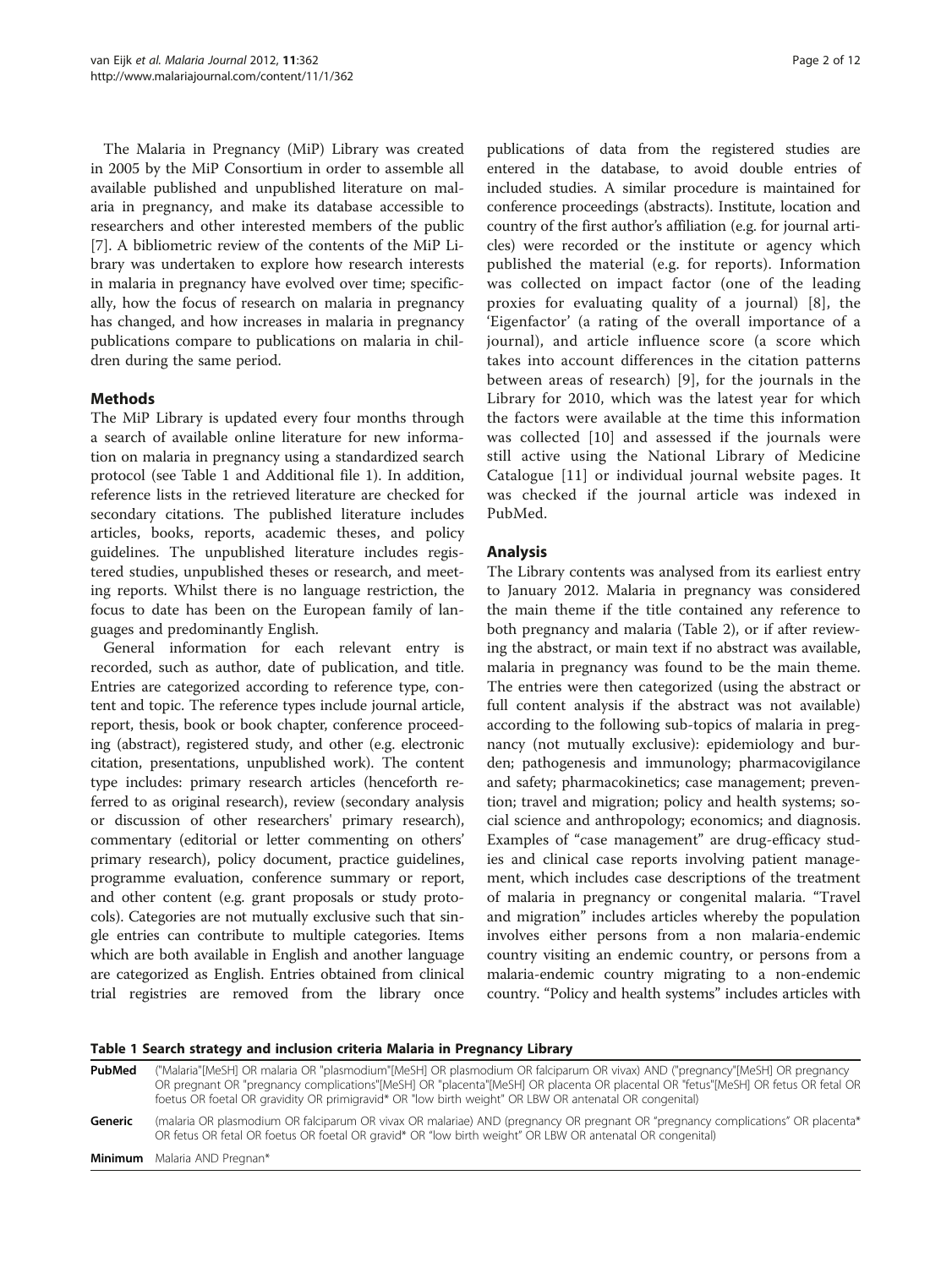The Malaria in Pregnancy (MiP) Library was created in 2005 by the MiP Consortium in order to assemble all available published and unpublished literature on malaria in pregnancy, and make its database accessible to researchers and other interested members of the public [7]. A bibliometric review of the contents of the MiP Library was undertaken to explore how research interests in malaria in pregnancy have evolved over time; specifically, how the focus of research on malaria in pregnancy has changed, and how increases in malaria in pregnancy publications compare to publications on malaria in children during the same period.

## Methods

The MiP Library is updated every four months through a search of available online literature for new information on malaria in pregnancy using a standardized search protocol (see Table 1 and Additional file 1). In addition, reference lists in the retrieved literature are checked for secondary citations. The published literature includes articles, books, reports, academic theses, and policy guidelines. The unpublished literature includes registered studies, unpublished theses or research, and meeting reports. Whilst there is no language restriction, the focus to date has been on the European family of languages and predominantly English.

General information for each relevant entry is recorded, such as author, date of publication, and title. Entries are categorized according to reference type, content and topic. The reference types include journal article, report, thesis, book or book chapter, conference proceeding (abstract), registered study, and other (e.g. electronic citation, presentations, unpublished work). The content type includes: primary research articles (henceforth referred to as original research), review (secondary analysis or discussion of other researchers' primary research), commentary (editorial or letter commenting on others' primary research), policy document, practice guidelines, programme evaluation, conference summary or report, and other content (e.g. grant proposals or study protocols). Categories are not mutually exclusive such that single entries can contribute to multiple categories. Items which are both available in English and another language are categorized as English. Entries obtained from clinical trial registries are removed from the library once publications of data from the registered studies are entered in the database, to avoid double entries of included studies. A similar procedure is maintained for conference proceedings (abstracts). Institute, location and country of the first author's affiliation (e.g. for journal articles) were recorded or the institute or agency which published the material (e.g. for reports). Information was collected on impact factor (one of the leading proxies for evaluating quality of a journal) [8], the 'Eigenfactor' (a rating of the overall importance of a journal), and article influence score (a score which takes into account differences in the citation patterns between areas of research) [9], for the journals in the Library for 2010, which was the latest year for which the factors were available at the time this information was collected [10] and assessed if the journals were still active using the National Library of Medicine Catalogue [11] or individual journal website pages. It was checked if the journal article was indexed in PubMed.

## Analysis

The Library contents was analysed from its earliest entry to January 2012. Malaria in pregnancy was considered the main theme if the title contained any reference to both pregnancy and malaria (Table 2), or if after reviewing the abstract, or main text if no abstract was available, malaria in pregnancy was found to be the main theme. The entries were then categorized (using the abstract or full content analysis if the abstract was not available) according to the following sub-topics of malaria in pregnancy (not mutually exclusive): epidemiology and burden; pathogenesis and immunology; pharmacovigilance and safety; pharmacokinetics; case management; prevention; travel and migration; policy and health systems; social science and anthropology; economics; and diagnosis. Examples of "case management" are drug-efficacy studies and clinical case reports involving patient management, which includes case descriptions of the treatment of malaria in pregnancy or congenital malaria. "Travel and migration" includes articles whereby the population involves either persons from a non malaria-endemic country visiting an endemic country, or persons from a malaria-endemic country migrating to a non-endemic country. "Policy and health systems" includes articles with

**Table 1 Search strategy and inclusion criteria Malaria in Pregnancy Library**

| | |
|---|---|
| **PubMed** | ("Malaria"[MeSH] OR malaria OR "plasmodium"[MeSH] OR plasmodium OR falciparum OR vivax) AND ("pregnancy"[MeSH] OR pregnancy OR pregnant OR "pregnancy complications"[MeSH] OR "placenta"[MeSH] OR placenta OR placental OR "fetus"[MeSH] OR fetus OR fetal OR foetus OR foetal OR gravidity OR primigravid* OR "low birth weight" OR LBW OR antenatal OR congenital) |
| **Generic** | (malaria OR plasmodium OR falciparum OR vivax OR malariae) AND (pregnancy OR pregnant OR "pregnancy complications" OR placenta* OR fetus OR fetal OR foetus OR foetal OR gravid* OR "low birth weight" OR LBW OR antenatal OR congenital) |
| **Minimum** | Malaria AND Pregnan* |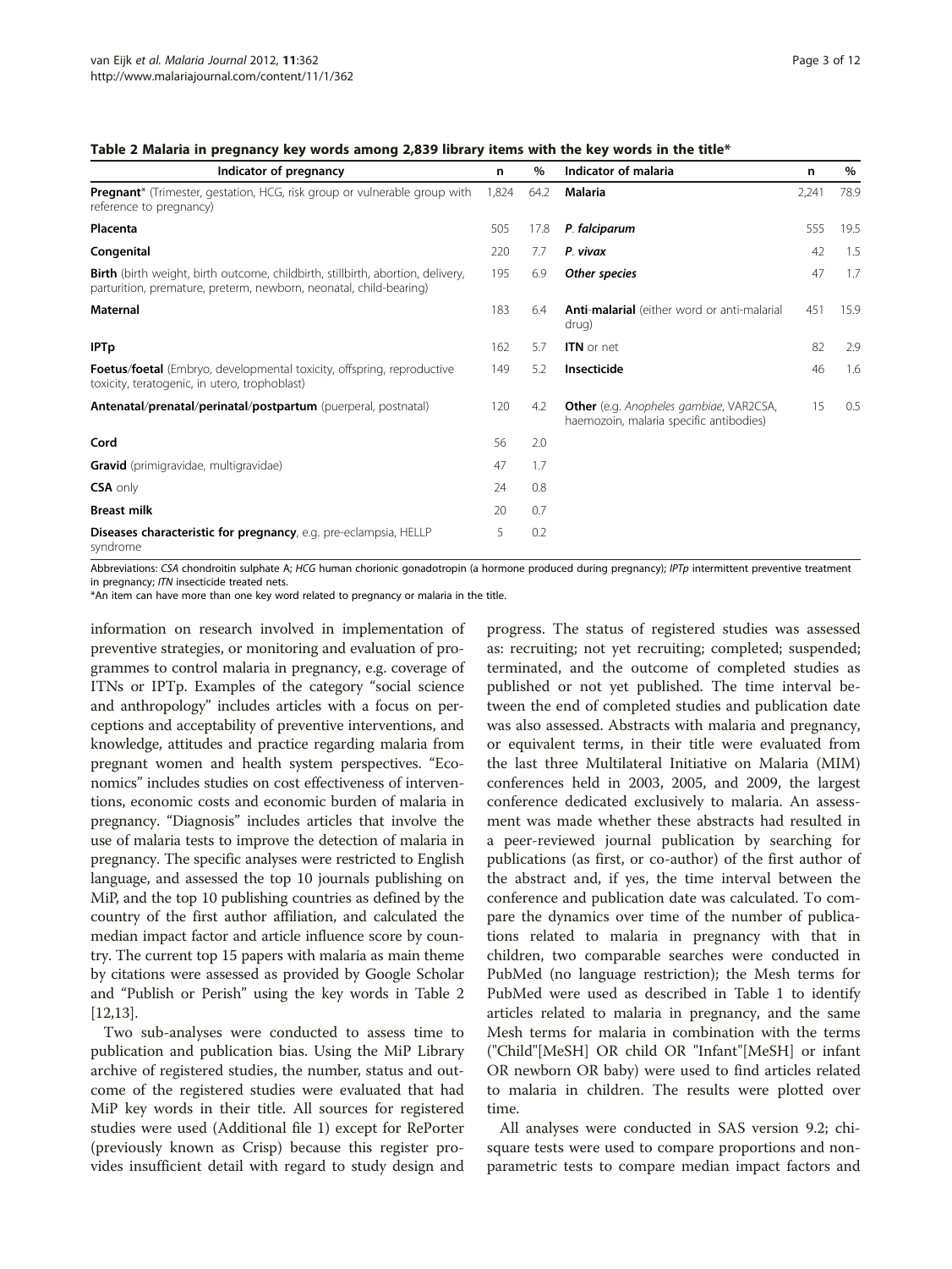**Table 2 Malaria in pregnancy key words among 2,839 library items with the key words in the title***

| Indicator of pregnancy | n | % | Indicator of malaria | n | % |
|---|---|---|---|---|---|
| **Pregnant*** (Trimester, gestation, HCG, risk group or vulnerable group with reference to pregnancy) | 1,824 | 64.2 | **Malaria** | 2,241 | 78.9 |
| **Placenta** | 505 | 17.8 | ***P. falciparum*** | 555 | 19.5 |
| **Congenital** | 220 | 7.7 | ***P. vivax*** | 42 | 1.5 |
| **Birth** (birth weight, birth outcome, childbirth, stillbirth, abortion, delivery, parturition, premature, preterm, newborn, neonatal, child-bearing) | 195 | 6.9 | ***Other species*** | 47 | 1.7 |
| **Maternal** | 183 | 6.4 | **Anti-malarial** (either word or anti-malarial drug) | 451 | 15.9 |
| **IPTp** | 162 | 5.7 | **ITN** or net | 82 | 2.9 |
| **Foetus/foetal** (Embryo, developmental toxicity, offspring, reproductive toxicity, teratogenic, in utero, trophoblast) | 149 | 5.2 | **Insecticide** | 46 | 1.6 |
| **Antenatal/prenatal/perinatal/postpartum** (puerperal, postnatal) | 120 | 4.2 | **Other** (e.g. *Anopheles gambiae*, VAR2CSA, haemozoin, malaria specific antibodies) | 15 | 0.5 |
| **Cord** | 56 | 2.0 | | | |
| **Gravid** (primigravidae, multigravidae) | 47 | 1.7 | | | |
| **CSA** only | 24 | 0.8 | | | |
| **Breast milk** | 20 | 0.7 | | | |
| **Diseases characteristic for pregnancy**, e.g. pre-eclampsia, HELLP syndrome | 5 | 0.2 | | | |

Abbreviations: *CSA* chondroitin sulphate A; *HCG* human chorionic gonadotropin (a hormone produced during pregnancy); *IPTp* intermittent preventive treatment in pregnancy; *ITN* insecticide treated nets.
*An item can have more than one key word related to pregnancy or malaria in the title.

information on research involved in implementation of preventive strategies, or monitoring and evaluation of programmes to control malaria in pregnancy, e.g. coverage of ITNs or IPTp. Examples of the category "social science and anthropology" includes articles with a focus on perceptions and acceptability of preventive interventions, and knowledge, attitudes and practice regarding malaria from pregnant women and health system perspectives. "Economics" includes studies on cost effectiveness of interventions, economic costs and economic burden of malaria in pregnancy. "Diagnosis" includes articles that involve the use of malaria tests to improve the detection of malaria in pregnancy. The specific analyses were restricted to English language, and assessed the top 10 journals publishing on MiP, and the top 10 publishing countries as defined by the country of the first author affiliation, and calculated the median impact factor and article influence score by country. The current top 15 papers with malaria as main theme by citations were assessed as provided by Google Scholar and "Publish or Perish" using the key words in Table 2 [12,13].

Two sub-analyses were conducted to assess time to publication and publication bias. Using the MiP Library archive of registered studies, the number, status and outcome of the registered studies were evaluated that had MiP key words in their title. All sources for registered studies were used (Additional file 1) except for RePorter (previously known as Crisp) because this register provides insufficient detail with regard to study design and progress. The status of registered studies was assessed as: recruiting; not yet recruiting; completed; suspended; terminated, and the outcome of completed studies as published or not yet published. The time interval between the end of completed studies and publication date was also assessed. Abstracts with malaria and pregnancy, or equivalent terms, in their title were evaluated from the last three Multilateral Initiative on Malaria (MIM) conferences held in 2003, 2005, and 2009, the largest conference dedicated exclusively to malaria. An assessment was made whether these abstracts had resulted in a peer-reviewed journal publication by searching for publications (as first, or co-author) of the first author of the abstract and, if yes, the time interval between the conference and publication date was calculated. To compare the dynamics over time of the number of publications related to malaria in pregnancy with that in children, two comparable searches were conducted in PubMed (no language restriction); the Mesh terms for PubMed were used as described in Table 1 to identify articles related to malaria in pregnancy, and the same Mesh terms for malaria in combination with the terms ("Child"[MeSH] OR child OR "Infant"[MeSH] or infant OR newborn OR baby) were used to find articles related to malaria in children. The results were plotted over time.

All analyses were conducted in SAS version 9.2; chi-square tests were used to compare proportions and non-parametric tests to compare median impact factors and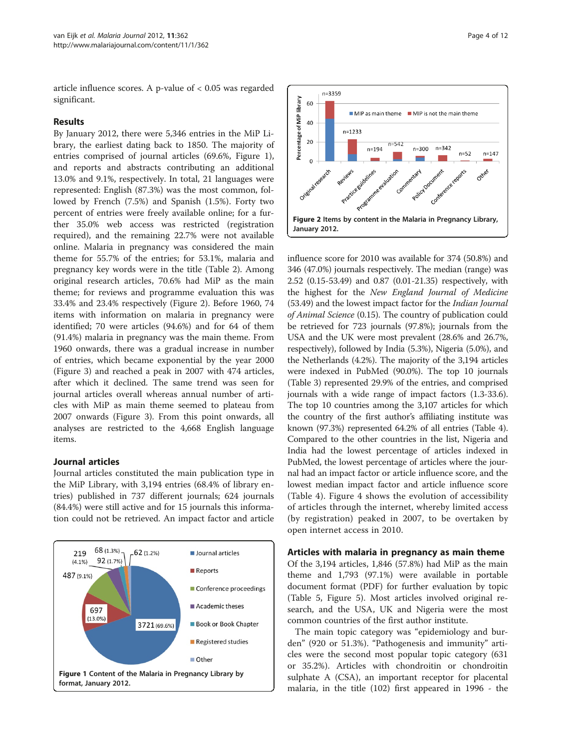article influence scores. A p-value of < 0.05 was regarded significant.

## Results

By January 2012, there were 5,346 entries in the MiP Library, the earliest dating back to 1850. The majority of entries comprised of journal articles (69.6%, Figure 1), and reports and abstracts contributing an additional 13.0% and 9.1%, respectively. In total, 21 languages were represented: English (87.3%) was the most common, followed by French (7.5%) and Spanish (1.5%). Forty two percent of entries were freely available online; for a further 35.0% web access was restricted (registration required), and the remaining 22.7% were not available online. Malaria in pregnancy was considered the main theme for 55.7% of the entries; for 53.1%, malaria and pregnancy key words were in the title (Table 2). Among original research articles, 70.6% had MiP as the main theme; for reviews and programme evaluation this was 33.4% and 23.4% respectively (Figure 2). Before 1960, 74 items with information on malaria in pregnancy were identified; 70 were articles (94.6%) and for 64 of them (91.4%) malaria in pregnancy was the main theme. From 1960 onwards, there was a gradual increase in number of entries, which became exponential by the year 2000 (Figure 3) and reached a peak in 2007 with 474 articles, after which it declined. The same trend was seen for journal articles overall whereas annual number of articles with MiP as main theme seemed to plateau from 2007 onwards (Figure 3). From this point onwards, all analyses are restricted to the 4,668 English language items.

### Journal articles

Journal articles constituted the main publication type in the MiP Library, with 3,194 entries (68.4% of library entries) published in 737 different journals; 624 journals (84.4%) were still active and for 15 journals this information could not be retrieved. An impact factor and article influence score for 2010 was available for 374 (50.8%) and 346 (47.0%) journals respectively. The median (range) was 2.52 (0.15-53.49) and 0.87 (0.01-21.35) respectively, with the highest for the *New England Journal of Medicine* (53.49) and the lowest impact factor for the *Indian Journal of Animal Science* (0.15). The country of publication could be retrieved for 723 journals (97.8%); journals from the USA and the UK were most prevalent (28.6% and 26.7%, respectively), followed by India (5.3%), Nigeria (5.0%), and the Netherlands (4.2%). The majority of the 3,194 articles were indexed in PubMed (90.0%). The top 10 journals (Table 3) represented 29.9% of the entries, and comprised journals with a wide range of impact factors (1.3-33.6). The top 10 countries among the 3,107 articles for which the country of the first author's affiliating institute was known (97.3%) represented 64.2% of all entries (Table 4). Compared to the other countries in the list, Nigeria and India had the lowest percentage of articles indexed in PubMed, the lowest percentage of articles where the journal had an impact factor or article influence score, and the lowest median impact factor and article influence score (Table 4). Figure 4 shows the evolution of accessibility of articles through the internet, whereby limited access (by registration) peaked in 2007, to be overtaken by open internet access in 2010.

Figure 1 Content of the Malaria in Pregnancy Library by format, January 2012.

Figure 2 Items by content in the Malaria in Pregnancy Library, January 2012.

### Articles with malaria in pregnancy as main theme

Of the 3,194 articles, 1,846 (57.8%) had MiP as the main theme and 1,793 (97.1%) were available in portable document format (PDF) for further evaluation by topic (Table 5, Figure 5). Most articles involved original research, and the USA, UK and Nigeria were the most common countries of the first author institute.

The main topic category was "epidemiology and burden" (920 or 51.3%). "Pathogenesis and immunity" articles were the second most popular topic category (631 or 35.2%). Articles with chondroitin or chondroitin sulphate A (CSA), an important receptor for placental malaria, in the title (102) first appeared in 1996 - the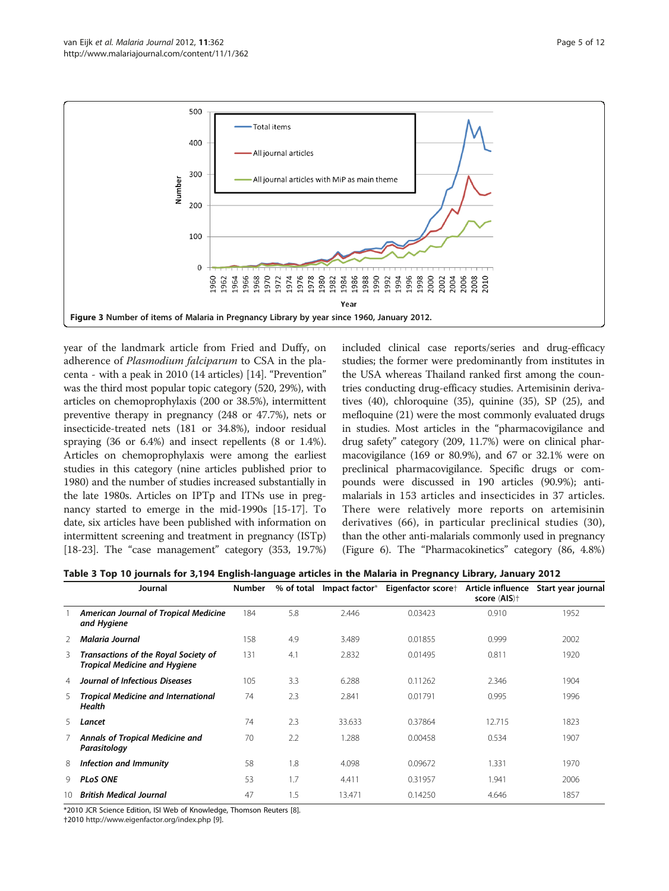Figure 3 Number of items of Malaria in Pregnancy Library by year since 1960, January 2012.

year of the landmark article from Fried and Duffy, on adherence of *Plasmodium falciparum* to CSA in the placenta - with a peak in 2010 (14 articles) [14]. "Prevention" was the third most popular topic category (520, 29%), with articles on chemoprophylaxis (200 or 38.5%), intermittent preventive therapy in pregnancy (248 or 47.7%), nets or insecticide-treated nets (181 or 34.8%), indoor residual spraying (36 or 6.4%) and insect repellents (8 or 1.4%). Articles on chemoprophylaxis were among the earliest studies in this category (nine articles published prior to 1980) and the number of studies increased substantially in the late 1980s. Articles on IPTp and ITNs use in pregnancy started to emerge in the mid-1990s [15-17]. To date, six articles have been published with information on intermittent screening and treatment in pregnancy (ISTp) [18-23]. The "case management" category (353, 19.7%) included clinical case reports/series and drug-efficacy studies; the former were predominantly from institutes in the USA whereas Thailand ranked first among the countries conducting drug-efficacy studies. Artemisinin derivatives (40), chloroquine (35), quinine (35), SP (25), and mefloquine (21) were the most commonly evaluated drugs in studies. Most articles in the "pharmacovigilance and drug safety" category (209, 11.7%) were on clinical pharmacovigilance (169 or 80.9%), and 67 or 32.1% were on preclinical pharmacovigilance. Specific drugs or compounds were discussed in 190 articles (90.9%); antimalarials in 153 articles and insecticides in 37 articles. There were relatively more reports on artemisinin derivatives (66), in particular preclinical studies (30), than the other anti-malarials commonly used in pregnancy (Figure 6). The "Pharmacokinetics" category (86, 4.8%)

**Table 3 Top 10 journals for 3,194 English-language articles in the Malaria in Pregnancy Library, January 2012**

| | Journal | Number | % of total | Impact factor* | Eigenfactor score† | Article influence score (AIS)† | Start year journal |
|---|---|---|---|---|---|---|---|
| 1 | ***American Journal of Tropical Medicine and Hygiene*** | 184 | 5.8 | 2.446 | 0.03423 | 0.910 | 1952 |
| 2 | ***Malaria Journal*** | 158 | 4.9 | 3.489 | 0.01855 | 0.999 | 2002 |
| 3 | ***Transactions of the Royal Society of Tropical Medicine and Hygiene*** | 131 | 4.1 | 2.832 | 0.01495 | 0.811 | 1920 |
| 4 | ***Journal of Infectious Diseases*** | 105 | 3.3 | 6.288 | 0.11262 | 2.346 | 1904 |
| 5 | ***Tropical Medicine and International Health*** | 74 | 2.3 | 2.841 | 0.01791 | 0.995 | 1996 |
| 5 | ***Lancet*** | 74 | 2.3 | 33.633 | 0.37864 | 12.715 | 1823 |
| 7 | ***Annals of Tropical Medicine and Parasitology*** | 70 | 2.2 | 1.288 | 0.00458 | 0.534 | 1907 |
| 8 | ***Infection and Immunity*** | 58 | 1.8 | 4.098 | 0.09672 | 1.331 | 1970 |
| 9 | ***PLoS ONE*** | 53 | 1.7 | 4.411 | 0.31957 | 1.941 | 2006 |
| 10 | ***British Medical Journal*** | 47 | 1.5 | 13.471 | 0.14250 | 4.646 | 1857 |

*2010 JCR Science Edition, ISI Web of Knowledge, Thomson Reuters [8].
†2010 http://www.eigenfactor.org/index.php [9].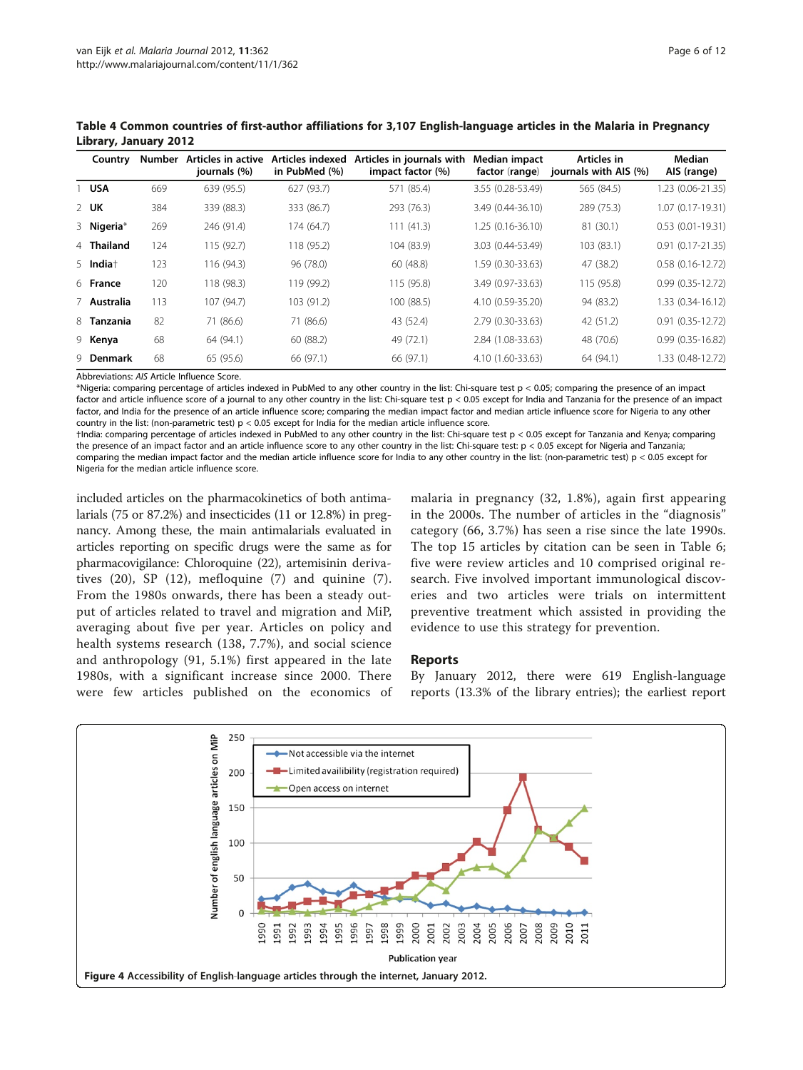**Table 4 Common countries of first-author affiliations for 3,107 English-language articles in the Malaria in Pregnancy Library, January 2012**

| | Country | Number | Articles in active journals (%) | Articles indexed in PubMed (%) | Articles in journals with impact factor (%) | Median impact factor (range) | Articles in journals with AIS (%) | Median AIS (range) |
|---|---|---|---|---|---|---|---|---|
| 1 | **USA** | 669 | 639 (95.5) | 627 (93.7) | 571 (85.4) | 3.55 (0.28-53.49) | 565 (84.5) | 1.23 (0.06-21.35) |
| 2 | **UK** | 384 | 339 (88.3) | 333 (86.7) | 293 (76.3) | 3.49 (0.44-36.10) | 289 (75.3) | 1.07 (0.17-19.31) |
| 3 | **Nigeria*** | 269 | 246 (91.4) | 174 (64.7) | 111 (41.3) | 1.25 (0.16-36.10) | 81 (30.1) | 0.53 (0.01-19.31) |
| 4 | **Thailand** | 124 | 115 (92.7) | 118 (95.2) | 104 (83.9) | 3.03 (0.44-53.49) | 103 (83.1) | 0.91 (0.17-21.35) |
| 5 | **India†** | 123 | 116 (94.3) | 96 (78.0) | 60 (48.8) | 1.59 (0.30-33.63) | 47 (38.2) | 0.58 (0.16-12.72) |
| 6 | **France** | 120 | 118 (98.3) | 119 (99.2) | 115 (95.8) | 3.49 (0.97-33.63) | 115 (95.8) | 0.99 (0.35-12.72) |
| 7 | **Australia** | 113 | 107 (94.7) | 103 (91.2) | 100 (88.5) | 4.10 (0.59-35.20) | 94 (83.2) | 1.33 (0.34-16.12) |
| 8 | **Tanzania** | 82 | 71 (86.6) | 71 (86.6) | 43 (52.4) | 2.79 (0.30-33.63) | 42 (51.2) | 0.91 (0.35-12.72) |
| 9 | **Kenya** | 68 | 64 (94.1) | 60 (88.2) | 49 (72.1) | 2.84 (1.08-33.63) | 48 (70.6) | 0.99 (0.35-16.82) |
| 9 | **Denmark** | 68 | 65 (95.6) | 66 (97.1) | 66 (97.1) | 4.10 (1.60-33.63) | 64 (94.1) | 1.33 (0.48-12.72) |

Abbreviations: *AIS* Article Influence Score.

*Nigeria: comparing percentage of articles indexed in PubMed to any other country in the list: Chi-square test $p < 0.05$; comparing the presence of an impact factor and article influence score of a journal to any other country in the list: Chi-square test $p < 0.05$ except for India and Tanzania for the presence of an impact factor, and India for the presence of an article influence score; comparing the median impact factor and median article influence score for Nigeria to any other country in the list: (non-parametric test) $p < 0.05$ except for India for the median article influence score.

†India: comparing percentage of articles indexed in PubMed to any other country in the list: Chi-square test $p < 0.05$ except for Tanzania and Kenya; comparing the presence of an impact factor and an article influence score to any other country in the list: Chi-square test: $p < 0.05$ except for Nigeria and Tanzania; comparing the median impact factor and the median article influence score for India to any other country in the list: (non-parametric test) $p < 0.05$ except for Nigeria for the median article influence score.

included articles on the pharmacokinetics of both antimalarials (75 or 87.2%) and insecticides (11 or 12.8%) in pregnancy. Among these, the main antimalarials evaluated in articles reporting on specific drugs were the same as for pharmacovigilance: Chloroquine (22), artemisinin derivatives (20), SP (12), mefloquine (7) and quinine (7). From the 1980s onwards, there has been a steady output of articles related to travel and migration and MiP, averaging about five per year. Articles on policy and health systems research (138, 7.7%), and social science and anthropology (91, 5.1%) first appeared in the late 1980s, with a significant increase since 2000. There were few articles published on the economics of malaria in pregnancy (32, 1.8%), again first appearing in the 2000s. The number of articles in the "diagnosis" category (66, 3.7%) has seen a rise since the late 1990s. The top 15 articles by citation can be seen in Table 6; five were review articles and 10 comprised original research. Five involved important immunological discoveries and two articles were trials on intermittent preventive treatment which assisted in providing the evidence to use this strategy for prevention.

## Reports

By January 2012, there were 619 English-language reports (13.3% of the library entries); the earliest report

**Figure 4 Accessibility of English-language articles through the internet, January 2012.**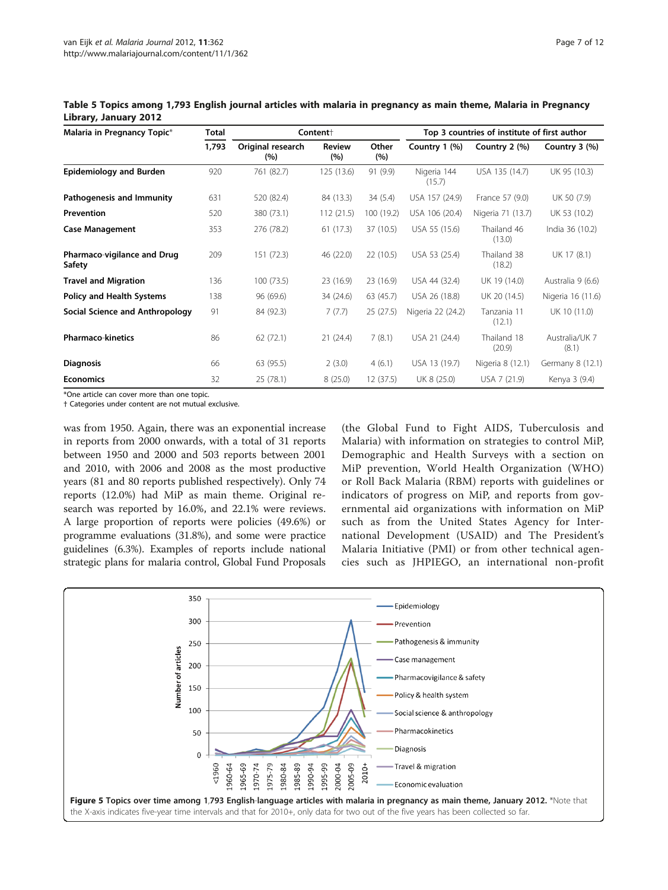**Table 5 Topics among 1,793 English journal articles with malaria in pregnancy as main theme, Malaria in Pregnancy Library, January 2012**

| Malaria in Pregnancy Topic* | Total | Content† | | | Top 3 countries of institute of first author | | |
|---|---|---|---|---|---|---|---|
| | 1,793 | Original research (%) | Review (%) | Other (%) | Country 1 (%) | Country 2 (%) | Country 3 (%) |
| **Epidemiology and Burden** | 920 | 761 (82.7) | 125 (13.6) | 91 (9.9) | Nigeria 144 (15.7) | USA 135 (14.7) | UK 95 (10.3) |
| **Pathogenesis and Immunity** | 631 | 520 (82.4) | 84 (13.3) | 34 (5.4) | USA 157 (24.9) | France 57 (9.0) | UK 50 (7.9) |
| **Prevention** | 520 | 380 (73.1) | 112 (21.5) | 100 (19.2) | USA 106 (20.4) | Nigeria 71 (13.7) | UK 53 (10.2) |
| **Case Management** | 353 | 276 (78.2) | 61 (17.3) | 37 (10.5) | USA 55 (15.6) | Thailand 46 (13.0) | India 36 (10.2) |
| **Pharmaco-vigilance and Drug Safety** | 209 | 151 (72.3) | 46 (22.0) | 22 (10.5) | USA 53 (25.4) | Thailand 38 (18.2) | UK 17 (8.1) |
| **Travel and Migration** | 136 | 100 (73.5) | 23 (16.9) | 23 (16.9) | USA 44 (32.4) | UK 19 (14.0) | Australia 9 (6.6) |
| **Policy and Health Systems** | 138 | 96 (69.6) | 34 (24.6) | 63 (45.7) | USA 26 (18.8) | UK 20 (14.5) | Nigeria 16 (11.6) |
| **Social Science and Anthropology** | 91 | 84 (92.3) | 7 (7.7) | 25 (27.5) | Nigeria 22 (24.2) | Tanzania 11 (12.1) | UK 10 (11.0) |
| **Pharmaco-kinetics** | 86 | 62 (72.1) | 21 (24.4) | 7 (8.1) | USA 21 (24.4) | Thailand 18 (20.9) | Australia/UK 7 (8.1) |
| **Diagnosis** | 66 | 63 (95.5) | 2 (3.0) | 4 (6.1) | USA 13 (19.7) | Nigeria 8 (12.1) | Germany 8 (12.1) |
| **Economics** | 32 | 25 (78.1) | 8 (25.0) | 12 (37.5) | UK 8 (25.0) | USA 7 (21.9) | Kenya 3 (9.4) |

*One article can cover more than one topic.
† Categories under content are not mutual exclusive.

was from 1950. Again, there was an exponential increase in reports from 2000 onwards, with a total of 31 reports between 1950 and 2000 and 503 reports between 2001 and 2010, with 2006 and 2008 as the most productive years (81 and 80 reports published respectively). Only 74 reports (12.0%) had MiP as main theme. Original research was reported by 16.0%, and 22.1% were reviews. A large proportion of reports were policies (49.6%) or programme evaluations (31.8%), and some were practice guidelines (6.3%). Examples of reports include national strategic plans for malaria control, Global Fund Proposals (the Global Fund to Fight AIDS, Tuberculosis and Malaria) with information on strategies to control MiP, Demographic and Health Surveys with a section on MiP prevention, World Health Organization (WHO) or Roll Back Malaria (RBM) reports with guidelines or indicators of progress on MiP, and reports from governmental aid organizations with information on MiP such as from the United States Agency for International Development (USAID) and The President's Malaria Initiative (PMI) or from other technical agencies such as JHPIEGO, an international non-profit

**Figure 5 Topics over time among 1,793 English-language articles with malaria in pregnancy as main theme, January 2012.** *Note that the X-axis indicates five-year time intervals and that for 2010+, only data for two out of the five years has been collected so far.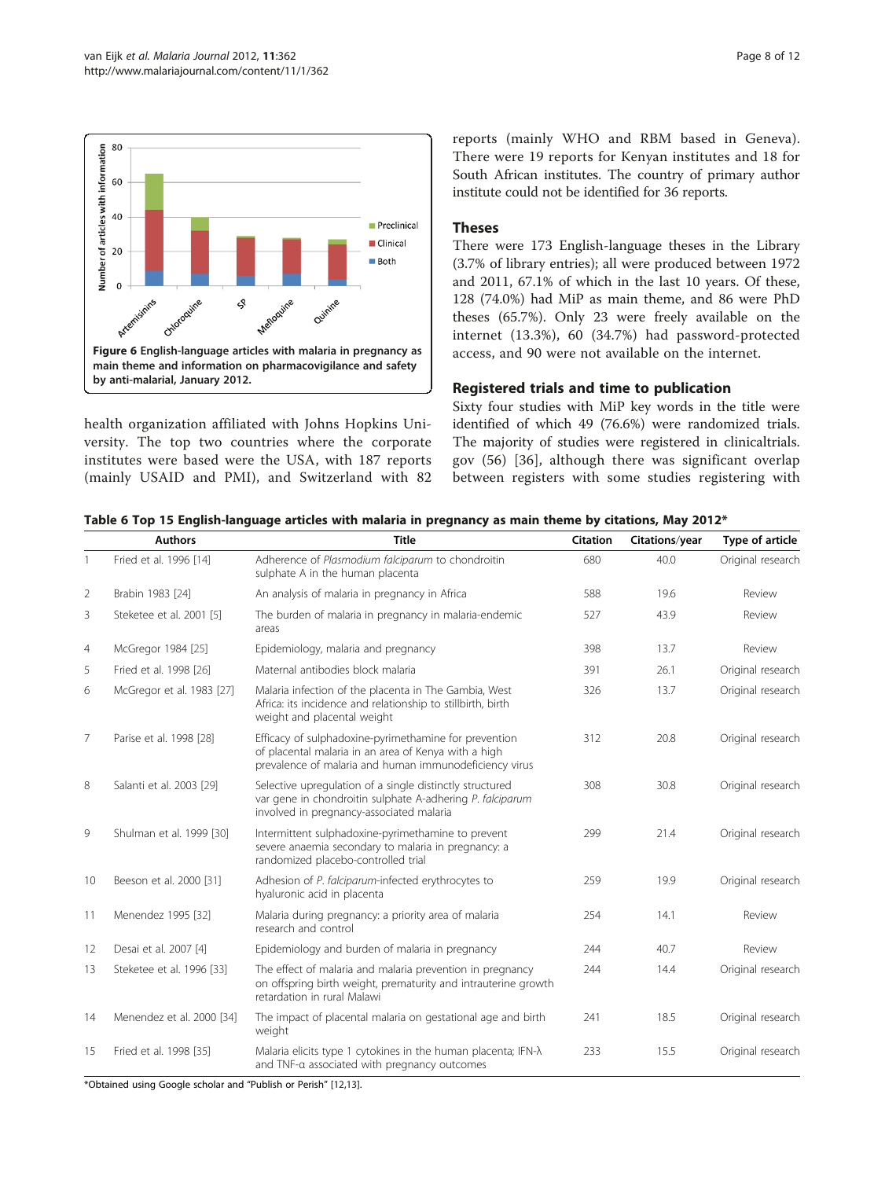Figure 6 English-language articles with malaria in pregnancy as main theme and information on pharmacovigilance and safety by anti-malarial, January 2012.

health organization affiliated with Johns Hopkins University. The top two countries where the corporate institutes were based were the USA, with 187 reports (mainly USAID and PMI), and Switzerland with 82 reports (mainly WHO and RBM based in Geneva). There were 19 reports for Kenyan institutes and 18 for South African institutes. The country of primary author institute could not be identified for 36 reports.

## Theses

There were 173 English-language theses in the Library (3.7% of library entries); all were produced between 1972 and 2011, 67.1% of which in the last 10 years. Of these, 128 (74.0%) had MiP as main theme, and 86 were PhD theses (65.7%). Only 23 were freely available on the internet (13.3%), 60 (34.7%) had password-protected access, and 90 were not available on the internet.

## Registered trials and time to publication

Sixty four studies with MiP key words in the title were identified of which 49 (76.6%) were randomized trials. The majority of studies were registered in clinicaltrials.gov (56) [36], although there was significant overlap between registers with some studies registering with

**Table 6 Top 15 English-language articles with malaria in pregnancy as main theme by citations, May 2012***

| | Authors | Title | Citation | Citations/year | Type of article |
|---|---|---|---|---|---|
| 1 | Fried et al. 1996 [14] | Adherence of *Plasmodium falciparum* to chondroitin sulphate A in the human placenta | 680 | 40.0 | Original research |
| 2 | Brabin 1983 [24] | An analysis of malaria in pregnancy in Africa | 588 | 19.6 | Review |
| 3 | Steketee et al. 2001 [5] | The burden of malaria in pregnancy in malaria-endemic areas | 527 | 43.9 | Review |
| 4 | McGregor 1984 [25] | Epidemiology, malaria and pregnancy | 398 | 13.7 | Review |
| 5 | Fried et al. 1998 [26] | Maternal antibodies block malaria | 391 | 26.1 | Original research |
| 6 | McGregor et al. 1983 [27] | Malaria infection of the placenta in The Gambia, West Africa: its incidence and relationship to stillbirth, birth weight and placental weight | 326 | 13.7 | Original research |
| 7 | Parise et al. 1998 [28] | Efficacy of sulphadoxine-pyrimethamine for prevention of placental malaria in an area of Kenya with a high prevalence of malaria and human immunodeficiency virus | 312 | 20.8 | Original research |
| 8 | Salanti et al. 2003 [29] | Selective upregulation of a single distinctly structured var gene in chondroitin sulphate A-adhering *P. falciparum* involved in pregnancy-associated malaria | 308 | 30.8 | Original research |
| 9 | Shulman et al. 1999 [30] | Intermittent sulphadoxine-pyrimethamine to prevent severe anaemia secondary to malaria in pregnancy: a randomized placebo-controlled trial | 299 | 21.4 | Original research |
| 10 | Beeson et al. 2000 [31] | Adhesion of *P. falciparum*-infected erythrocytes to hyaluronic acid in placenta | 259 | 19.9 | Original research |
| 11 | Menendez 1995 [32] | Malaria during pregnancy: a priority area of malaria research and control | 254 | 14.1 | Review |
| 12 | Desai et al. 2007 [4] | Epidemiology and burden of malaria in pregnancy | 244 | 40.7 | Review |
| 13 | Steketee et al. 1996 [33] | The effect of malaria and malaria prevention in pregnancy on offspring birth weight, prematurity and intrauterine growth retardation in rural Malawi | 244 | 14.4 | Original research |
| 14 | Menendez et al. 2000 [34] | The impact of placental malaria on gestational age and birth weight | 241 | 18.5 | Original research |
| 15 | Fried et al. 1998 [35] | Malaria elicits type 1 cytokines in the human placenta; IFN-λ and TNF-α associated with pregnancy outcomes | 233 | 15.5 | Original research |

*Obtained using Google scholar and "Publish or Perish" [12,13].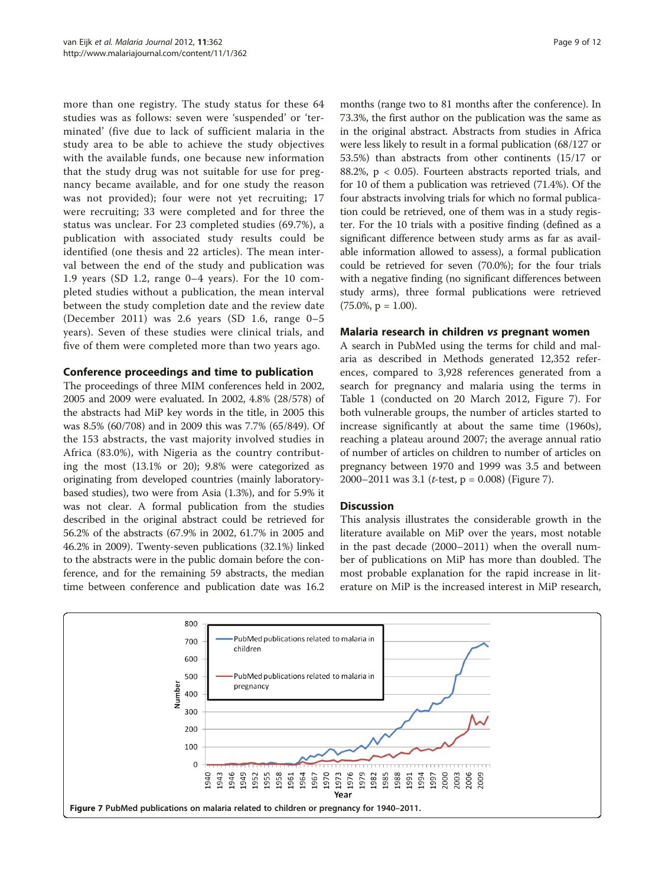more than one registry. The study status for these 64 studies was as follows: seven were 'suspended' or 'terminated' (five due to lack of sufficient malaria in the study area to be able to achieve the study objectives with the available funds, one because new information that the study drug was not suitable for use for pregnancy became available, and for one study the reason was not provided); four were not yet recruiting; 17 were recruiting; 33 were completed and for three the status was unclear. For 23 completed studies (69.7%), a publication with associated study results could be identified (one thesis and 22 articles). The mean interval between the end of the study and publication was 1.9 years (SD 1.2, range 0–4 years). For the 10 completed studies without a publication, the mean interval between the study completion date and the review date (December 2011) was 2.6 years (SD 1.6, range 0–5 years). Seven of these studies were clinical trials, and five of them were completed more than two years ago.

### Conference proceedings and time to publication

The proceedings of three MIM conferences held in 2002, 2005 and 2009 were evaluated. In 2002, 4.8% (28/578) of the abstracts had MiP key words in the title, in 2005 this was 8.5% (60/708) and in 2009 this was 7.7% (65/849). Of the 153 abstracts, the vast majority involved studies in Africa (83.0%), with Nigeria as the country contributing the most (13.1% or 20); 9.8% were categorized as originating from developed countries (mainly laboratory-based studies), two were from Asia (1.3%), and for 5.9% it was not clear. A formal publication from the studies described in the original abstract could be retrieved for 56.2% of the abstracts (67.9% in 2002, 61.7% in 2005 and 46.2% in 2009). Twenty-seven publications (32.1%) linked to the abstracts were in the public domain before the conference, and for the remaining 59 abstracts, the median time between conference and publication date was 16.2 months (range two to 81 months after the conference). In 73.3%, the first author on the publication was the same as in the original abstract. Abstracts from studies in Africa were less likely to result in a formal publication (68/127 or 53.5%) than abstracts from other continents (15/17 or 88.2%, $p < 0.05$). Fourteen abstracts reported trials, and for 10 of them a publication was retrieved (71.4%). Of the four abstracts involving trials for which no formal publication could be retrieved, one of them was in a study register. For the 10 trials with a positive finding (defined as a significant difference between study arms as far as available information allowed to assess), a formal publication could be retrieved for seven (70.0%); for the four trials with a negative finding (no significant differences between study arms), three formal publications were retrieved (75.0%, $p = 1.00$).

### Malaria research in children *vs* pregnant women

A search in PubMed using the terms for child and malaria as described in Methods generated 12,352 references, compared to 3,928 references generated from a search for pregnancy and malaria using the terms in Table 1 (conducted on 20 March 2012, Figure 7). For both vulnerable groups, the number of articles started to increase significantly at about the same time (1960s), reaching a plateau around 2007; the average annual ratio of number of articles on children to number of articles on pregnancy between 1970 and 1999 was 3.5 and between 2000–2011 was 3.1 (*t*-test, $p = 0.008$) (Figure 7).

## Discussion

This analysis illustrates the considerable growth in the literature available on MiP over the years, most notable in the past decade (2000–2011) when the overall number of publications on MiP has more than doubled. The most probable explanation for the rapid increase in literature on MiP is the increased interest in MiP research,

**Figure 7** PubMed publications on malaria related to children or pregnancy for 1940–2011.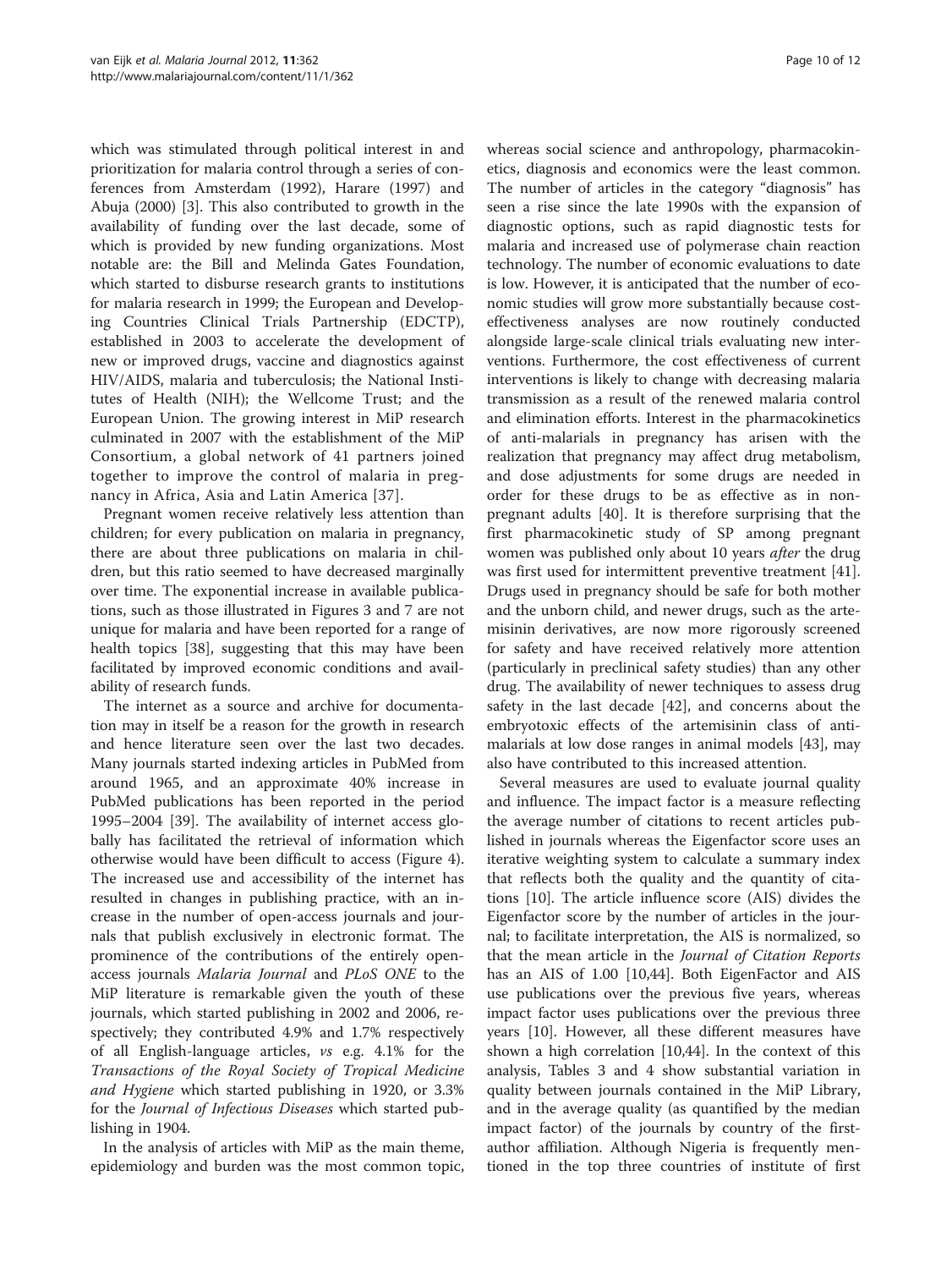which was stimulated through political interest in and prioritization for malaria control through a series of conferences from Amsterdam (1992), Harare (1997) and Abuja (2000) [3]. This also contributed to growth in the availability of funding over the last decade, some of which is provided by new funding organizations. Most notable are: the Bill and Melinda Gates Foundation, which started to disburse research grants to institutions for malaria research in 1999; the European and Developing Countries Clinical Trials Partnership (EDCTP), established in 2003 to accelerate the development of new or improved drugs, vaccine and diagnostics against HIV/AIDS, malaria and tuberculosis; the National Institutes of Health (NIH); the Wellcome Trust; and the European Union. The growing interest in MiP research culminated in 2007 with the establishment of the MiP Consortium, a global network of 41 partners joined together to improve the control of malaria in pregnancy in Africa, Asia and Latin America [37].

Pregnant women receive relatively less attention than children; for every publication on malaria in pregnancy, there are about three publications on malaria in children, but this ratio seemed to have decreased marginally over time. The exponential increase in available publications, such as those illustrated in Figures 3 and 7 are not unique for malaria and have been reported for a range of health topics [38], suggesting that this may have been facilitated by improved economic conditions and availability of research funds.

The internet as a source and archive for documentation may in itself be a reason for the growth in research and hence literature seen over the last two decades. Many journals started indexing articles in PubMed from around 1965, and an approximate 40% increase in PubMed publications has been reported in the period 1995–2004 [39]. The availability of internet access globally has facilitated the retrieval of information which otherwise would have been difficult to access (Figure 4). The increased use and accessibility of the internet has resulted in changes in publishing practice, with an increase in the number of open-access journals and journals that publish exclusively in electronic format. The prominence of the contributions of the entirely open-access journals *Malaria Journal* and *PLoS ONE* to the MiP literature is remarkable given the youth of these journals, which started publishing in 2002 and 2006, respectively; they contributed 4.9% and 1.7% respectively of all English-language articles, *vs* e.g. 4.1% for the *Transactions of the Royal Society of Tropical Medicine and Hygiene* which started publishing in 1920, or 3.3% for the *Journal of Infectious Diseases* which started publishing in 1904.

In the analysis of articles with MiP as the main theme, epidemiology and burden was the most common topic, whereas social science and anthropology, pharmacokinetics, diagnosis and economics were the least common. The number of articles in the category "diagnosis" has seen a rise since the late 1990s with the expansion of diagnostic options, such as rapid diagnostic tests for malaria and increased use of polymerase chain reaction technology. The number of economic evaluations to date is low. However, it is anticipated that the number of economic studies will grow more substantially because cost-effectiveness analyses are now routinely conducted alongside large-scale clinical trials evaluating new interventions. Furthermore, the cost effectiveness of current interventions is likely to change with decreasing malaria transmission as a result of the renewed malaria control and elimination efforts. Interest in the pharmacokinetics of anti-malarials in pregnancy has arisen with the realization that pregnancy may affect drug metabolism, and dose adjustments for some drugs are needed in order for these drugs to be as effective as in non-pregnant adults [40]. It is therefore surprising that the first pharmacokinetic study of SP among pregnant women was published only about 10 years *after* the drug was first used for intermittent preventive treatment [41]. Drugs used in pregnancy should be safe for both mother and the unborn child, and newer drugs, such as the artemisinin derivatives, are now more rigorously screened for safety and have received relatively more attention (particularly in preclinical safety studies) than any other drug. The availability of newer techniques to assess drug safety in the last decade [42], and concerns about the embryotoxic effects of the artemisinin class of anti-malarials at low dose ranges in animal models [43], may also have contributed to this increased attention.

Several measures are used to evaluate journal quality and influence. The impact factor is a measure reflecting the average number of citations to recent articles published in journals whereas the Eigenfactor score uses an iterative weighting system to calculate a summary index that reflects both the quality and the quantity of citations [10]. The article influence score (AIS) divides the Eigenfactor score by the number of articles in the journal; to facilitate interpretation, the AIS is normalized, so that the mean article in the *Journal of Citation Reports* has an AIS of 1.00 [10,44]. Both EigenFactor and AIS use publications over the previous five years, whereas impact factor uses publications over the previous three years [10]. However, all these different measures have shown a high correlation [10,44]. In the context of this analysis, Tables 3 and 4 show substantial variation in quality between journals contained in the MiP Library, and in the average quality (as quantified by the median impact factor) of the journals by country of the first-author affiliation. Although Nigeria is frequently mentioned in the top three countries of institute of first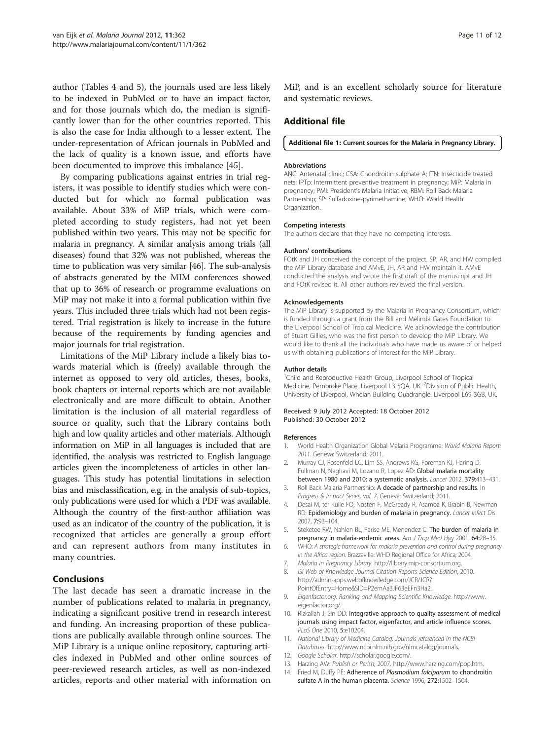author (Tables 4 and 5), the journals used are less likely to be indexed in PubMed or to have an impact factor, and for those journals which do, the median is significantly lower than for the other countries reported. This is also the case for India although to a lesser extent. The under-representation of African journals in PubMed and the lack of quality is a known issue, and efforts have been documented to improve this imbalance [45].

By comparing publications against entries in trial registers, it was possible to identify studies which were conducted but for which no formal publication was available. About 33% of MiP trials, which were completed according to study registers, had not yet been published within two years. This may not be specific for malaria in pregnancy. A similar analysis among trials (all diseases) found that 32% was not published, whereas the time to publication was very similar [46]. The sub-analysis of abstracts generated by the MIM conferences showed that up to 36% of research or programme evaluations on MiP may not make it into a formal publication within five years. This included three trials which had not been registered. Trial registration is likely to increase in the future because of the requirements by funding agencies and major journals for trial registration.

Limitations of the MiP Library include a likely bias towards material which is (freely) available through the internet as opposed to very old articles, theses, books, book chapters or internal reports which are not available electronically and are more difficult to obtain. Another limitation is the inclusion of all material regardless of source or quality, such that the Library contains both high and low quality articles and other materials. Although information on MiP in all languages is included that are identified, the analysis was restricted to English language articles given the incompleteness of articles in other languages. This study has potential limitations in selection bias and misclassification, e.g. in the analysis of sub-topics, only publications were used for which a PDF was available. Although the country of the first-author affiliation was used as an indicator of the country of the publication, it is recognized that articles are generally a group effort and can represent authors from many institutes in many countries.

## Conclusions

The last decade has seen a dramatic increase in the number of publications related to malaria in pregnancy, indicating a significant positive trend in research interest and funding. An increasing proportion of these publications are publically available through online sources. The MiP Library is a unique online repository, capturing articles indexed in PubMed and other online sources of peer-reviewed research articles, as well as non-indexed articles, reports and other material with information on MiP, and is an excellent scholarly source for literature and systematic reviews.

## Additional file

**Additional file 1: Current sources for the Malaria in Pregnancy Library.**

#### Abbreviations

ANC: Antenatal clinic; CSA: Chondroitin sulphate A; ITN: Insecticide treated nets; IPTp: Intermittent preventive treatment in pregnancy; MiP: Malaria in pregnancy; PMI: President's Malaria Initiative; RBM: Roll Back Malaria Partnership; SP: Sulfadoxine-pyrimethamine; WHO: World Health Organization.

#### Competing interests

The authors declare that they have no competing interests.

#### Authors' contributions

FOtK and JH conceived the concept of the project. SP, AR, and HW compiled the MiP Library database and AMvE, JH, AR and HW maintain it. AMvE conducted the analysis and wrote the first draft of the manuscript and JH and FOtK revised it. All other authors reviewed the final version.

#### Acknowledgements

The MiP Library is supported by the Malaria in Pregnancy Consortium, which is funded through a grant from the Bill and Melinda Gates Foundation to the Liverpool School of Tropical Medicine. We acknowledge the contribution of Stuart Gillies, who was the first person to develop the MiP Library. We would like to thank all the individuals who have made us aware of or helped us with obtaining publications of interest for the MiP Library.

#### Author details

[1]Child and Reproductive Health Group, Liverpool School of Tropical Medicine, Pembroke Place, Liverpool L3 5QA, UK. [2]Division of Public Health, University of Liverpool, Whelan Building Quadrangle, Liverpool L69 3GB, UK.

Received: 9 July 2012 Accepted: 18 October 2012
Published: 30 October 2012

#### References

1. World Health Organization Global Malaria Programme: *World Malaria Report: 2011*. Geneva: Switzerland; 2011.
2. Murray CJ, Rosenfeld LC, Lim SS, Andrews KG, Foreman KJ, Haring D, Fullman N, Naghavi M, Lozano R, Lopez AD: **Global malaria mortality between 1980 and 2010: a systematic analysis.** *Lancet* 2012, **379:**413–431.
3. Roll Back Malaria Partnership: **A decade of partnership and results**. In *Progress & Impact Series, vol. 7*. Geneva: Switzerland; 2011.
4. Desai M, ter Kuile FO, Nosten F, McGready R, Asamoa K, Brabin B, Newman RD: **Epidemiology and burden of malaria in pregnancy.** *Lancet Infect Dis* 2007, **7:**93–104.
5. Steketee RW, Nahlen BL, Parise ME, Menendez C: **The burden of malaria in pregnancy in malaria-endemic areas.** *Am J Trop Med Hyg* 2001, **64:**28–35.
6. WHO: *A strategic framework for malaria prevention and control during pregnancy in the Africa region*. Brazzaville: WHO Regional Office for Africa; 2004.
7. *Malaria in Pregnancy Library*. http://library.mip-consortium.org.
8. *ISI Web of Knowledge Journal Citation Reports Science Edition*; 2010. http://admin-apps.webofknowledge.com/JCR/JCR?PointOfEntry=Home&SID=P2emAa3JF63eEFn3Ha2.
9. *Eigenfactor.org: Ranking and Mapping Scientific Knowledge*. http://www.eigenfactor.org/.
10. Rizkallah J, Sin DD: **Integrative approach to quality assessment of medical journals using impact factor, eigenfactor, and article influence scores.** *PLoS One* 2010, **5:**e10204.
11. *National Library of Medicine Catalog: Journals referenced in the NCBI Databases*. http://www.ncbi.nlm.nih.gov/nlmcatalog/journals.
12. *Google Scholar*. http://scholar.google.com/.
13. Harzing AW: *Publish or Perish*; 2007. http://www.harzing.com/pop.htm.
14. Fried M, Duffy PE: **Adherence of *Plasmodium falciparum* to chondroitin sulfate A in the human placenta.** *Science* 1996, **272:**1502–1504.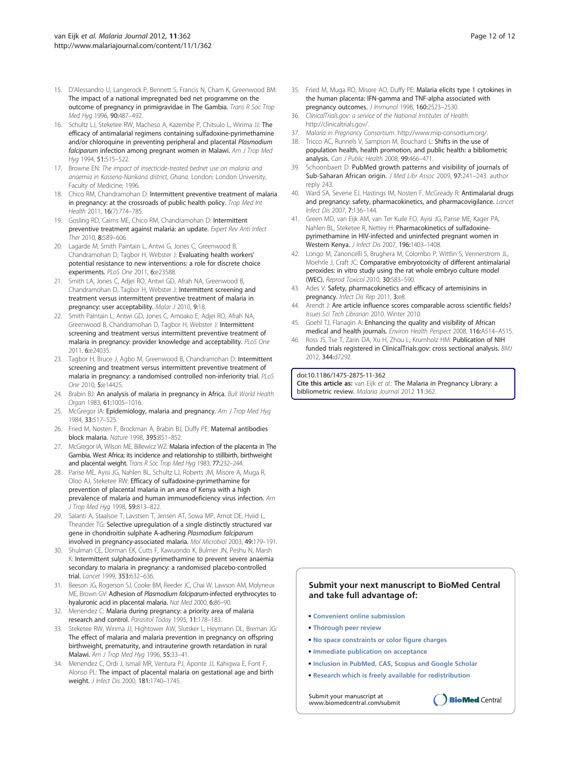15. D'Alessandro U, Langerock P, Bennett S, Francis N, Cham K, Greenwood BM: **The impact of a national impregnated bed net programme on the outcome of pregnancy in primigravidae in The Gambia.** *Trans R Soc Trop Med Hyg* 1996, **90:**487–492.
16. Schultz LJ, Steketee RW, Macheso A, Kazembe P, Chitsulo L, Wirima JJ: **The efficacy of antimalarial regimens containing sulfadoxine-pyrimethamine and/or chloroquine in preventing peripheral and placental *Plasmodium falciparum* infection among pregnant women in Malawi.** *Am J Trop Med Hyg* 1994, **51:**515–522.
17. Browne EN: *The impact of insecticide-treated bednet use on malaria and anaemia in Kassena-Nankana district, Ghana.* London: London University, Faculty of Medicine; 1996.
18. Chico RM, Chandramohan D: **Intermittent preventive treatment of malaria in pregnancy: at the crossroads of public health policy.** *Trop Med Int Health* 2011, **16**(7):774–785.
19. Gosling RD, Cairns ME, Chico RM, Chandramohan D: **Intermittent preventive treatment against malaria: an update.** *Expert Rev Anti Infect Ther* 2010, **8:**589–606.
20. Lagarde M, Smith Paintain L, Antwi G, Jones C, Greenwood B, Chandramohan D, Tagbor H, Webster J: **Evaluating health workers' potential resistance to new interventions: a role for discrete choice experiments.** *PLoS One* 2011, **6:**e23588.
21. Smith LA, Jones C, Adjei RO, Antwi GD, Afrah NA, Greenwood B, Chandramohan D, Tagbor H, Webster J: **Intermittent screening and treatment versus intermittent preventive treatment of malaria in pregnancy: user acceptability.** *Malar J* 2010, **9:**18.
22. Smith Paintain L, Antwi GD, Jones C, Amoako E, Adjei RO, Afrah NA, Greenwood B, Chandramohan D, Tagbor H, Webster J: **Intermittent screening and treatment versus intermittent preventive treatment of malaria in pregnancy: provider knowledge and acceptability.** *PLoS One* 2011, **6:**e24035.
23. Tagbor H, Bruce J, Agbo M, Greenwood B, Chandramohan D: **Intermittent screening and treatment versus intermittent preventive treatment of malaria in pregnancy: a randomised controlled non-inferiority trial.** *PLoS One* 2010, **5:**e14425.
24. Brabin BJ: **An analysis of malaria in pregnancy in Africa.** *Bull World Health Organ* 1983, **61:**1005–1016.
25. McGregor IA: **Epidemiology, malaria and pregnancy.** *Am J Trop Med Hyg* 1984, **33:**517–525.
26. Fried M, Nosten F, Brockman A, Brabin BJ, Duffy PE: **Maternal antibodies block malaria.** *Nature* 1998, **395:**851–852.
27. McGregor IA, Wilson ME, Billewicz WZ: **Malaria infection of the placenta in The Gambia, West Africa; its incidence and relationship to stillbirth, birthweight and placental weight.** *Trans R Soc Trop Med Hyg* 1983, **77:**232–244.
28. Parise ME, Ayisi JG, Nahlen BL, Schultz LJ, Roberts JM, Misore A, Muga R, Oloo AJ, Steketee RW: **Efficacy of sulfadoxine-pyrimethamine for prevention of placental malaria in an area of Kenya with a high prevalence of malaria and human immunodeficiency virus infection.** *Am J Trop Med Hyg* 1998, **59:**813–822.
29. Salanti A, Staalsoe T, Lavstsen T, Jensen AT, Sowa MP, Arnot DE, Hviid L, Theander TG: **Selective upregulation of a single distinctly structured var gene in chondroitin sulphate A-adhering *Plasmodium falciparum* involved in pregnancy-associated malaria.** *Mol Microbiol* 2003, **49:**179–191.
30. Shulman CE, Dorman EK, Cutts F, Kawuondo K, Bulmer JN, Peshu N, Marsh K: **Intermittent sulphadoxine-pyrimethamine to prevent severe anaemia secondary to malaria in pregnancy: a randomised placebo-controlled trial.** *Lancet* 1999, **353:**632–636.
31. Beeson JG, Rogerson SJ, Cooke BM, Reeder JC, Chai W, Lawson AM, Molyneux ME, Brown GV: **Adhesion of *Plasmodium falciparum*-infected erythrocytes to hyaluronic acid in placental malaria.** *Nat Med* 2000, **6:**86–90.
32. Menendez C: **Malaria during pregnancy: a priority area of malaria research and control.** *Parasitol Today* 1995, **11:**178–183.
33. Steketee RW, Wirima JJ, Hightower AW, Slutsker L, Heymann DL, Breman JG: **The effect of malaria and malaria prevention in pregnancy on offspring birthweight, prematurity, and intrauterine growth retardation in rural Malawi.** *Am J Trop Med Hyg* 1996, **55:**33–41.
34. Menendez C, Ordi J, Ismail MR, Ventura PJ, Aponte JJ, Kahigwa E, Font F, Alonso PL: **The impact of placental malaria on gestational age and birth weight.** *J Infect Dis* 2000, **181:**1740–1745.
35. Fried M, Muga RO, Misore AO, Duffy PE: **Malaria elicits type 1 cytokines in the human placenta: IFN-gamma and TNF-alpha associated with pregnancy outcomes.** *J Immunol* 1998, **160:**2523–2530.
36. *ClinicalTrials.gov: a service of the National Institutes of Health.* http://clinicaltrials.gov/.
37. *Malaria in Pregnancy Consortium.* http://www.mip-consortium.org/.
38. Tricco AC, Runnels V, Sampson M, Bouchard L: **Shifts in the use of population health, health promotion, and public health: a bibliometric analysis.** *Can J Public Health* 2008, **99:**466–471.
39. Schoonbaert D: **PubMed growth patterns and visibility of journals of Sub-Saharan African origin.** *J Med Libr Assoc* 2009, **97:**241–243. author reply 243.
40. Ward SA, Sevene EJ, Hastings IM, Nosten F, McGready R: **Antimalarial drugs and pregnancy: safety, pharmacokinetics, and pharmacovigilance.** *Lancet Infect Dis* 2007, **7:**136–144.
41. Green MD, van Eijk AM, van Ter Kuile FO, Ayisi JG, Parise ME, Kager PA, Nahlen BL, Steketee R, Nettey H: **Pharmacokinetics of sulfadoxine-pyrimethamine in HIV-infected and uninfected pregnant women in Western Kenya.** *J Infect Dis* 2007, **196:**1403–1408.
42. Longo M, Zanoncelli S, Brughera M, Colombo P, Wittlin S, Vennerstrom JL, Moehrle J, Craft JC: **Comparative embryotoxicity of different antimalarial peroxides: in vitro study using the rat whole embryo culture model (WEC).** *Reprod Toxicol* 2010, **30:**583–590.
43. Ades V: **Safety, pharmacokinetics and efficacy of artemisinins in pregnancy.** *Infect Dis Rep* 2011, **3:**e8.
44. Arendt J: **Are article influence scores comparable across scientific fields?** *Issues Sci Tech Librarian* 2010. Winter 2010.
45. Goehl TJ, Flanagin A: **Enhancing the quality and visibility of African medical and health journals.** *Environ Health Perspect* 2008, **116:**A514–A515.
46. Ross JS, Tse T, Zarin DA, Xu H, Zhou L, Krumholz HM: **Publication of NIH funded trials registered in ClinicalTrials.gov: cross sectional analysis.** *BMJ* 2012, **344:**d7292.

doi:10.1186/1475-2875-11-362
**Cite this article as:** van Eijk *et al.*: The Malaria in Pregnancy Library: a bibliometric review. *Malaria Journal* 2012 11:362.

**Submit your next manuscript to BioMed Central and take full advantage of:**

- **Convenient online submission**
- **Thorough peer review**
- **No space constraints or color figure charges**
- **Immediate publication on acceptance**
- **Inclusion in PubMed, CAS, Scopus and Google Scholar**
- **Research which is freely available for redistribution**

Submit your manuscript at
www.biomedcentral.com/submit

BioMed Central